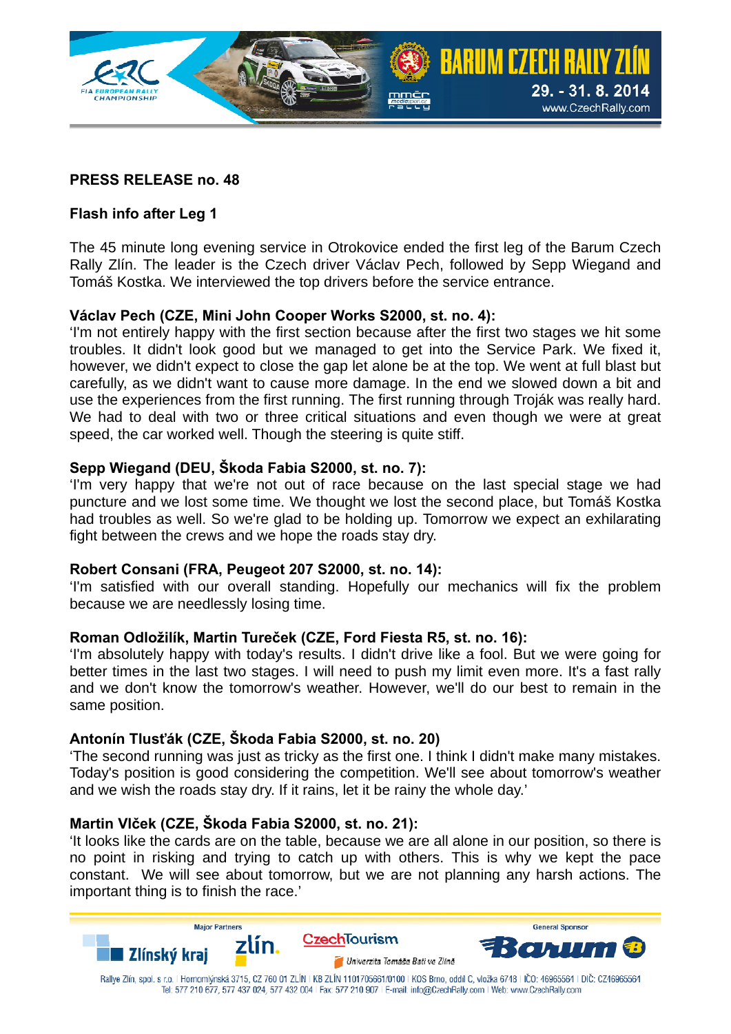**PRESS RELEASE no. 48**

**Flash info after Leg 1**

The 45 minute long evening service in Otrokovice ended the first leg of the Barum Czech Rally Zlín. The leader is the Czech driver Václav Pech, followed by Sepp Wiegand and Tomáš Kostka. We interviewed the top drivers before the service entrance.

**Václav Pech (CZE, Mini John Cooper Works S2000, st. no. 4):**
'I'm not entirely happy with the first section because after the first two stages we hit some troubles. It didn't look good but we managed to get into the Service Park. We fixed it, however, we didn't expect to close the gap let alone be at the top. We went at full blast but carefully, as we didn't want to cause more damage. In the end we slowed down a bit and use the experiences from the first running. The first running through Troják was really hard. We had to deal with two or three critical situations and even though we were at great speed, the car worked well. Though the steering is quite stiff.

**Sepp Wiegand (DEU, Škoda Fabia S2000, st. no. 7):**
'I'm very happy that we're not out of race because on the last special stage we had puncture and we lost some time. We thought we lost the second place, but Tomáš Kostka had troubles as well. So we're glad to be holding up. Tomorrow we expect an exhilarating fight between the crews and we hope the roads stay dry.

**Robert Consani (FRA, Peugeot 207 S2000, st. no. 14):**
'I'm satisfied with our overall standing. Hopefully our mechanics will fix the problem because we are needlessly losing time.

**Roman Odložilík, Martin Tureček (CZE, Ford Fiesta R5, st. no. 16):**
'I'm absolutely happy with today's results. I didn't drive like a fool. But we were going for better times in the last two stages. I will need to push my limit even more. It's a fast rally and we don't know the tomorrow's weather. However, we'll do our best to remain in the same position.

**Antonín Tlusťák (CZE, Škoda Fabia S2000, st. no. 20)**
'The second running was just as tricky as the first one. I think I didn't make many mistakes. Today's position is good considering the competition. We'll see about tomorrow's weather and we wish the roads stay dry. If it rains, let it be rainy the whole day.'

**Martin Vlček (CZE, Škoda Fabia S2000, st. no. 21):**
'It looks like the cards are on the table, because we are all alone in our position, so there is no point in risking and trying to catch up with others. This is why we kept the pace constant. We will see about tomorrow, but we are not planning any harsh actions. The important thing is to finish the race.'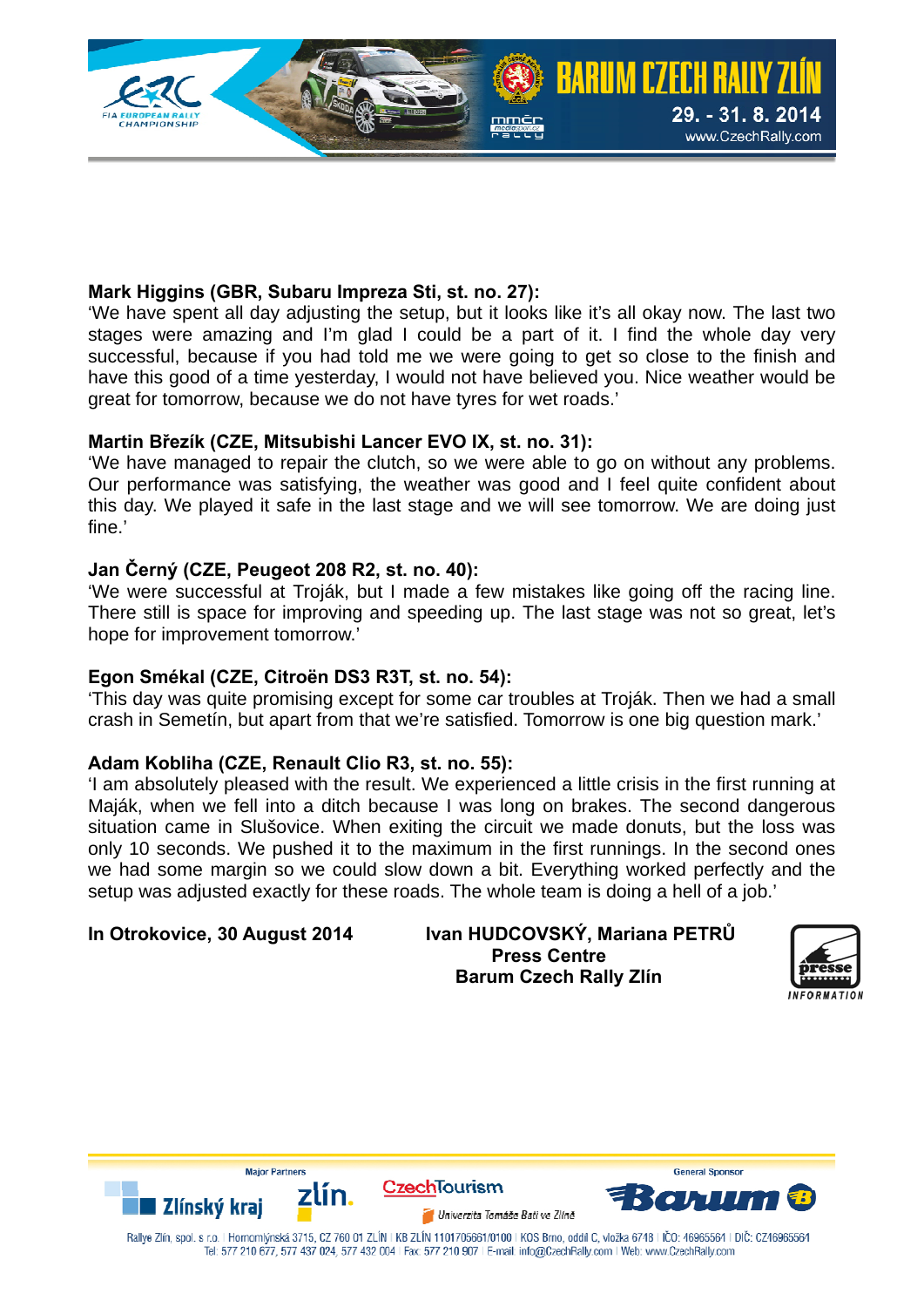**Mark Higgins (GBR, Subaru Impreza Sti, st. no. 27):**
'We have spent all day adjusting the setup, but it looks like it's all okay now. The last two stages were amazing and I'm glad I could be a part of it. I find the whole day very successful, because if you had told me we were going to get so close to the finish and have this good of a time yesterday, I would not have believed you. Nice weather would be great for tomorrow, because we do not have tyres for wet roads.'

**Martin Březík (CZE, Mitsubishi Lancer EVO IX, st. no. 31):**
'We have managed to repair the clutch, so we were able to go on without any problems. Our performance was satisfying, the weather was good and I feel quite confident about this day. We played it safe in the last stage and we will see tomorrow. We are doing just fine.'

**Jan Černý (CZE, Peugeot 208 R2, st. no. 40):**
'We were successful at Troják, but I made a few mistakes like going off the racing line. There still is space for improving and speeding up. The last stage was not so great, let's hope for improvement tomorrow.'

**Egon Smékal (CZE, Citroën DS3 R3T, st. no. 54):**
'This day was quite promising except for some car troubles at Troják. Then we had a small crash in Semetín, but apart from that we're satisfied. Tomorrow is one big question mark.'

**Adam Kobliha (CZE, Renault Clio R3, st. no. 55):**
'I am absolutely pleased with the result. We experienced a little crisis in the first running at Maják, when we fell into a ditch because I was long on brakes. The second dangerous situation came in Slušovice. When exiting the circuit we made donuts, but the loss was only 10 seconds. We pushed it to the maximum in the first runnings. In the second ones we had some margin so we could slow down a bit. Everything worked perfectly and the setup was adjusted exactly for these roads. The whole team is doing a hell of a job.'

**In Otrokovice, 30 August 2014**

**Ivan HUDCOVSKÝ, Mariana PETRŮ**
**Press Centre**
**Barum Czech Rally Zlín**